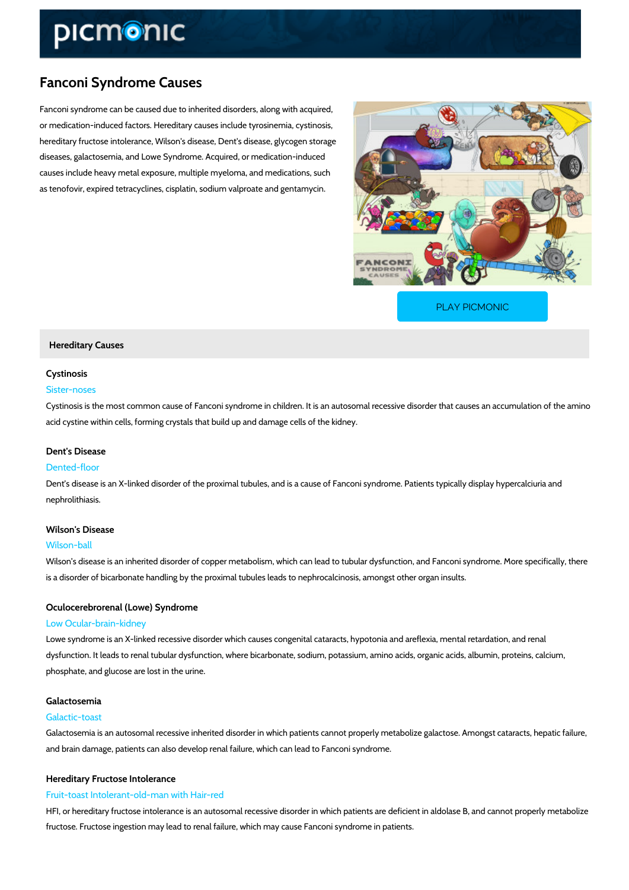# Fanconi Syndrome Causes

Fanconi syndrome can be caused due to inherited disorders, along with acquired, or medication-induced factors. Hereditary causes include tyrosinemia, cystinosis, hereditary fructose intolerance, Wilson's disease, Dent's disease, glycogen storage diseases, galactosemia, and Lowe Syndrome. Acquired, or medication-induced causes include heavy metal exposure, multiple myeloma, and medications, such as tenofovir, expired tetracyclines, cisplatin, sodium valproate and gentamycin.

PLAY PICMONIC

## Hereditary Causes

### Cystinosis

Sister-noses

Cystinosis is the most common cause of Fanconi syndrome in children. It is an autosomal recessive disorder that causes an accumulation of the amino acid cystine within cells, forming crystals that build up and damage cells of the kidney.

### Dent's Disease

Dented-floor

Dent's disease is an X-linked disorder of the proximal tubules, and is a cause of Fanconi syndrome. Patients typically display hypercalciuria and nephrolithiasis.

### Wilson's Disease

Wilson-ball

Wilson's disease is an inherited disorder of copper metabolism, which can lead to tubular dysfunction, and Fanconi syndrome. More specifically, there is a disorder of bicarbonate handling by the proximal tubules leads to nephrocalcinosis, amongst other organ insults.

### Oculocerebrorenal (Lowe) Syndrome

Low Ocular-brain-kidney

Lowe syndrome is an X-linked recessive disorder which causes congenital cataracts, hypotonia and areflexia, mental retardation, and renal dysfunction. It leads to renal tubular dysfunction, where bicarbonate, sodium, potassium, amino acids, organic acids, albumin, proteins, calcium, phosphate, and glucose are lost in the urine.

### Galactosemia

Galactic-toast

Galactosemia is an autosomal recessive inherited disorder in which patients cannot properly metabolize galactose. Amongst cataracts, hepatic failure, and brain damage, patients can also develop renal failure, which can lead to Fanconi syndrome.

### Hereditary Fructose Intolerance

Fruit-toast Intolerant-old-man with Hair-red

HFI, or hereditary fructose intolerance is an autosomal recessive disorder in which patients are deficient in aldolase B, and cannot properly metabolize fructose. Fructose ingestion may lead to renal failure, which may cause Fanconi syndrome in patients.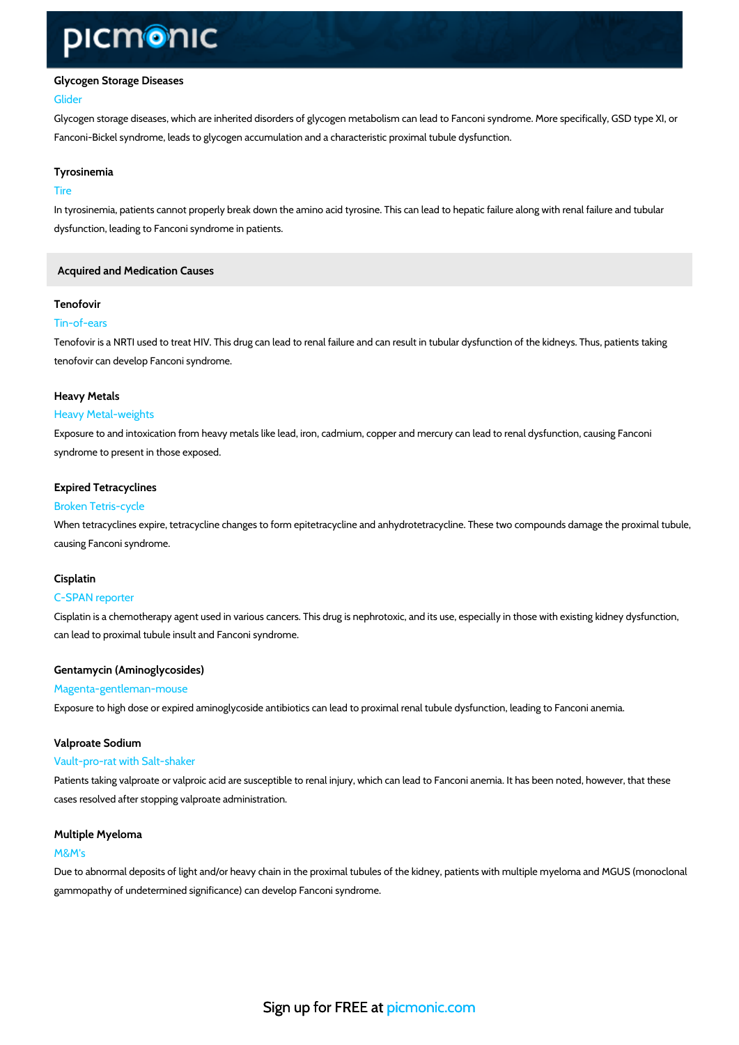### Glycogen Storage Diseases

Glider

Glycogen storage diseases, which are inherited disorders of glycogen metabolism can lead to Fanconi syndrome. More specifically, GSD type XI, or Fanconi-Bickel syndrome, leads to glycogen accumulation and a characteristic proximal tubule dysfunction.

### Tyrosinemia

Tire

In tyrosinemia, patients cannot properly break down the amino acid tyrosine. This can lead to hepatic failure along with renal failure and tubular dysfunction, leading to Fanconi syndrome in patients.

## Acquired and Medication Causes

### Tenofovir

Tin-of-ears

Tenofovir is a NRTI used to treat HIV. This drug can lead to renal failure and can result in tubular dysfunction of the kidneys. Thus, patients taking tenofovir can develop Fanconi syndrome.

### Heavy Metals

Heavy Metal-weights

Exposure to and intoxication from heavy metals like lead, iron, cadmium, copper and mercury can lead to renal dysfunction, causing Fanconi syndrome to present in those exposed.

### Expired Tetracyclines

Broken Tetris-cycle

When tetracyclines expire, tetracycline changes to form epitetracycline and anhydrotetracycline. These two compounds damage the proximal tubule, causing Fanconi syndrome.

### Cisplatin

C-SPAN reporter

Cisplatin is a chemotherapy agent used in various cancers. This drug is nephrotoxic, and its use, especially in those with existing kidney dysfunction, can lead to proximal tubule insult and Fanconi syndrome.

### Gentamycin (Aminoglycosides)

Magenta-gentleman-mouse

Exposure to high dose or expired aminoglycoside antibiotics can lead to proximal renal tubule dysfunction, leading to Fanconi anemia.

### Valproate Sodium

Vault-pro-rat with Salt-shaker

Patients taking valproate or valproic acid are susceptible to renal injury, which can lead to Fanconi anemia. It has been noted, however, that these cases resolved after stopping valproate administration.

### Multiple Myeloma

M&M's

Due to abnormal deposits of light and/or heavy chain in the proximal tubules of the kidney, patients with multiple myeloma and MGUS (monoclonal gammopathy of undetermined significance) can develop Fanconi syndrome.